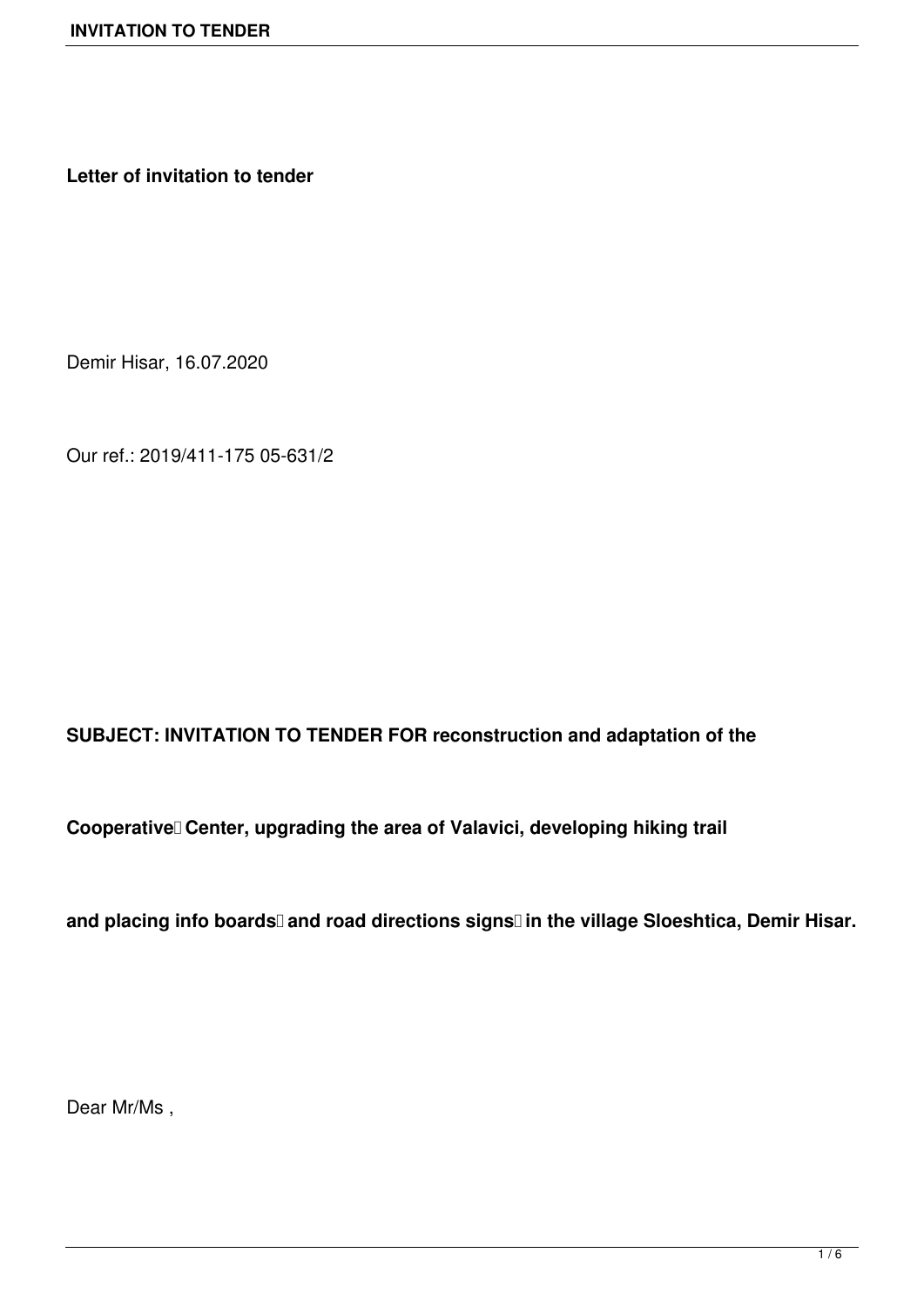**Letter of invitation to tender**

Demir Hisar, 16.07.2020

Our ref.: 2019/411-175 05-631/2

**SUBJECT: INVITATION TO TENDER FOR reconstruction and adaptation of the Cooperative Center, upgrading the area of Valavici, developing hiking trail and placing info boards and road directions signs in the village Sloeshtica, Demir Hisar.**

Dear Mr/Ms ,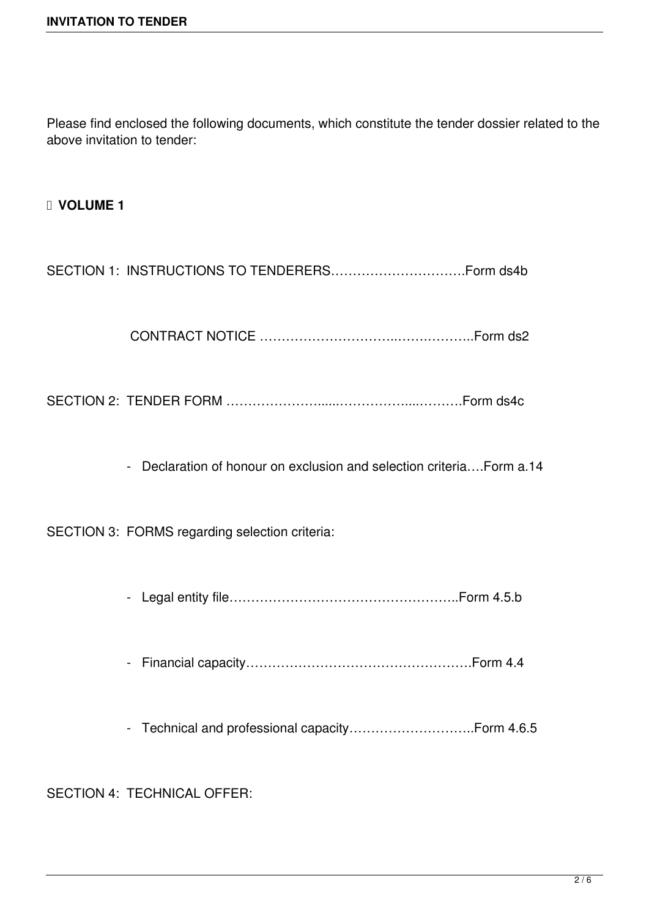Please find enclosed the following documents, which constitute the tender dossier related to the above invitation to tender:

- **VOLUME 1**

SECTION 1: INSTRUCTIONS TO TENDERERS…………………………Form ds4b

CONTRACT NOTICE ………………………….……….………..Form ds2

SECTION 2: TENDER FORM …………………......……………....……….Form ds4c

- Declaration of honour on exclusion and selection criteria….Form a.14

SECTION 3: FORMS regarding selection criteria:

- Legal entity file……………………………………………..Form 4.5.b
- Financial capacity…………………………………………….Form 4.4
- Technical and professional capacity………………………..Form 4.6.5

SECTION 4: TECHNICAL OFFER: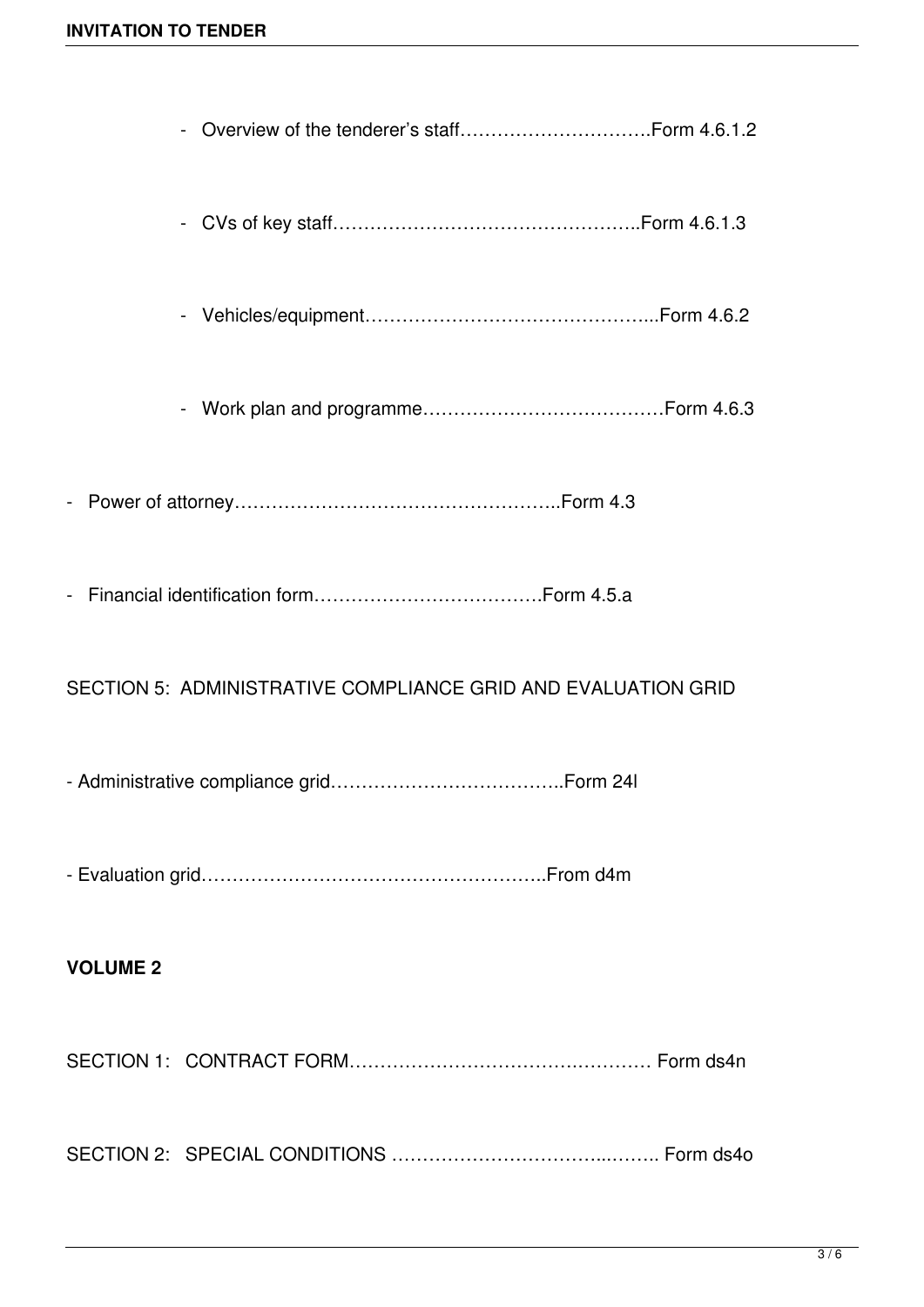- Overview of the tenderer's staff………………………….Form 4.6.1.2
- CVs of key staff…………………………………………..Form 4.6.1.3
- Vehicles/equipment………………………………………...Form 4.6.2
- Work plan and programme…………………………………Form 4.6.3

- Power of attorney……………………………………………..Form 4.3
- Financial identification form……………………………….Form 4.5.a

SECTION 5: ADMINISTRATIVE COMPLIANCE GRID AND EVALUATION GRID

- Administrative compliance grid………………………………..Form 24l
- Evaluation grid………………………………………………..From d4m

**VOLUME 2**

SECTION 1: CONTRACT FORM…………………………….………… Form ds4n

SECTION 2: SPECIAL CONDITIONS ……………………………..…….. Form ds4o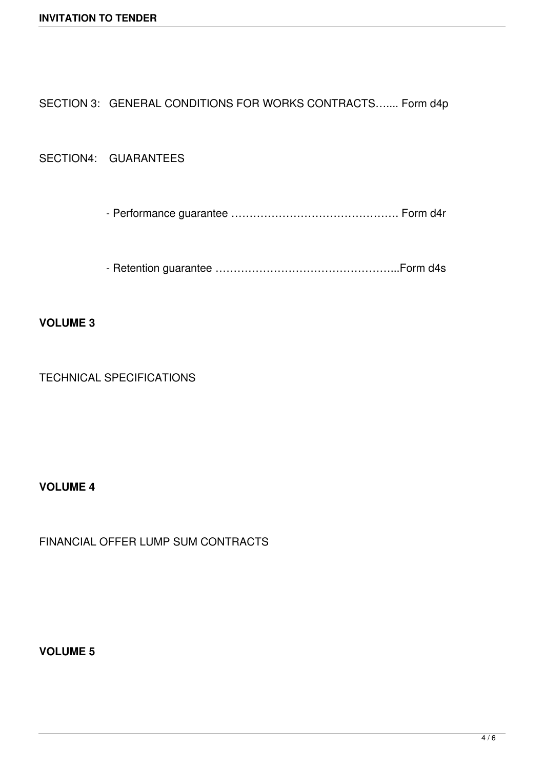SECTION 3: GENERAL CONDITIONS FOR WORKS CONTRACTS…..... Form d4p

SECTION4: GUARANTEES

- Performance guarantee ………………………………………. Form d4r

- Retention guarantee …………………………………………...Form d4s

**VOLUME 3**

TECHNICAL SPECIFICATIONS

**VOLUME 4**

FINANCIAL OFFER LUMP SUM CONTRACTS

**VOLUME 5**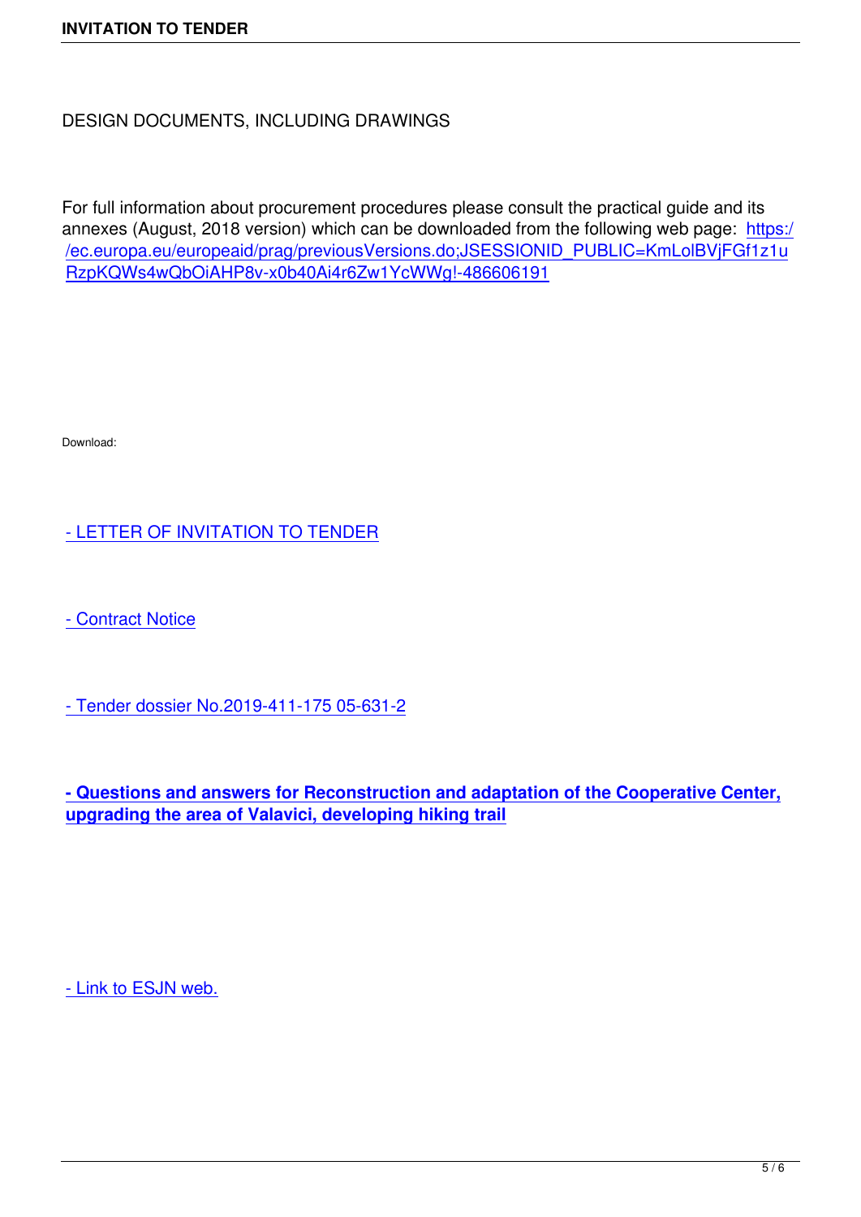DESIGN DOCUMENTS, INCLUDING DRAWINGS

For full information about procurement procedures please consult the practical guide and its annexes (August, 2018 version) which can be downloaded from the following web page: https://ec.europa.eu/europeaid/prag/previousVersions.do;JSESSIONID_PUBLIC=KmLolBVjFGf1z1uRzpKQWs4wQbOiAHP8v-x0b40Ai4r6Zw1YcWWg!-486606191

Download:

- LETTER OF INVITATION TO TENDER

- Contract Notice

- Tender dossier No.2019-411-175 05-631-2

**- Questions and answers for Reconstruction and adaptation of the Cooperative Center, upgrading the area of Valavici, developing hiking trail**

- Link to ESJN web.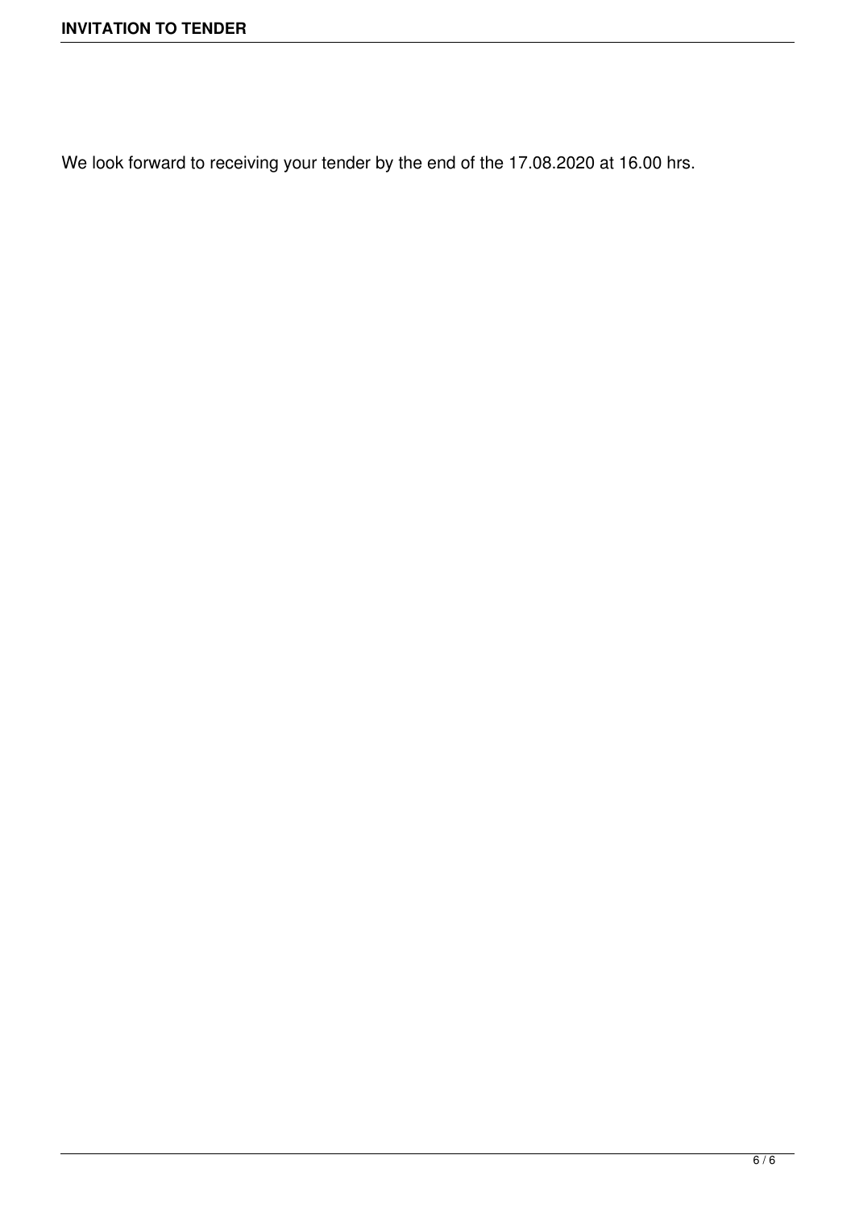We look forward to receiving your tender by the end of the 17.08.2020 at 16.00 hrs.